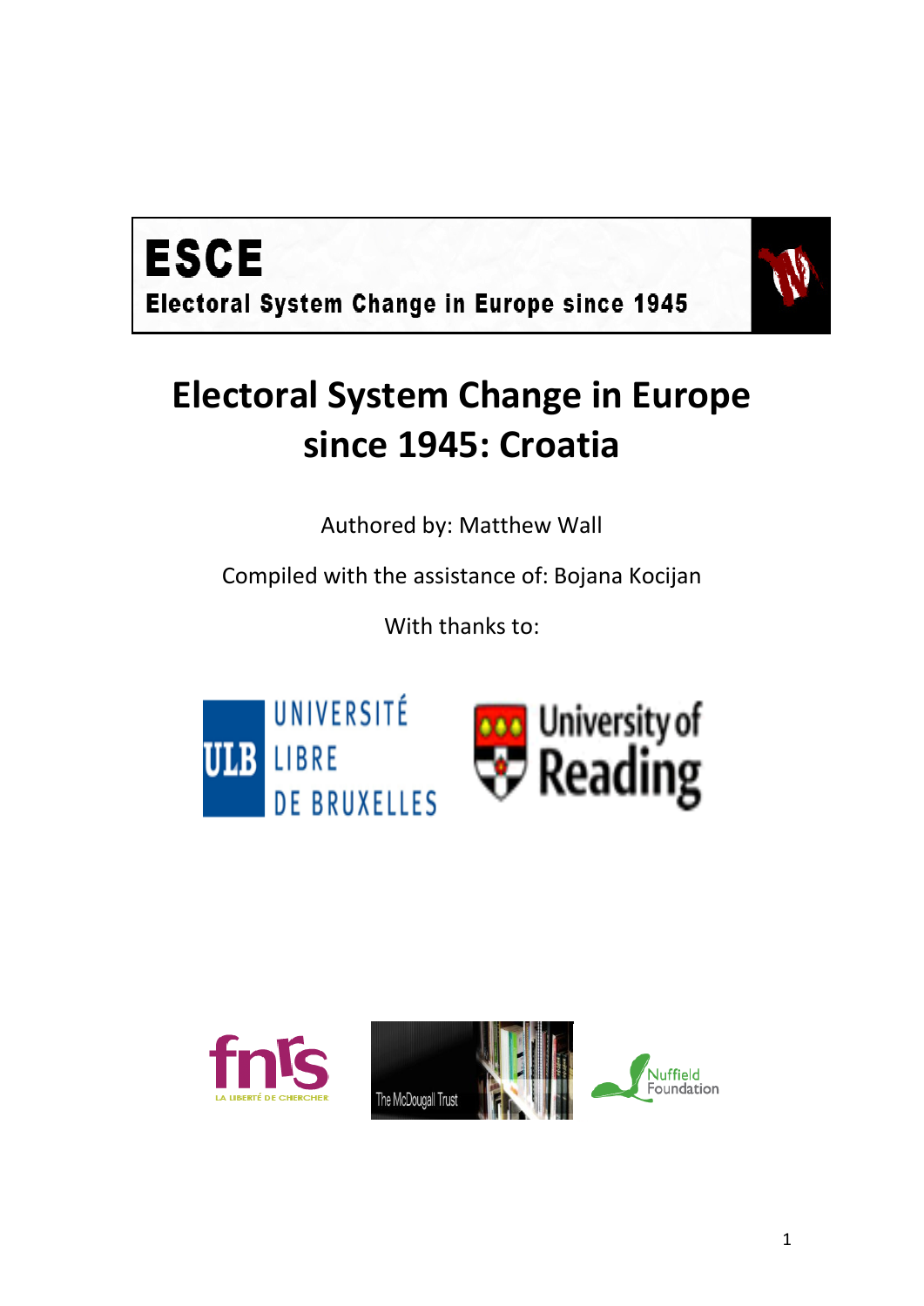**ESCE**

**Electoral System Change in Europe since 1945**

# Electoral System Change in Europe since 1945: Croatia

Authored by: Matthew Wall

Compiled with the assistance of: Bojana Kocijan

With thanks to:

UNIVERSITÉ LIBRE DE BRUXELLES

University of Reading

fnrs LA LIBERTÉ DE CHERCHER

The McDougall Trust

Nuffield Foundation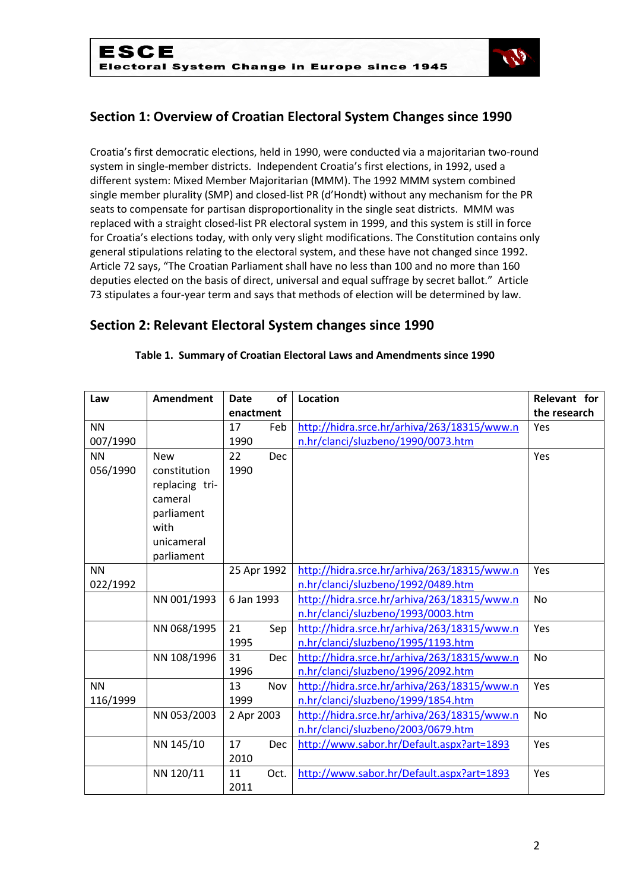## Section 1: Overview of Croatian Electoral System Changes since 1990

Croatia's first democratic elections, held in 1990, were conducted via a majoritarian two-round system in single-member districts. Independent Croatia's first elections, in 1992, used a different system: Mixed Member Majoritarian (MMM). The 1992 MMM system combined single member plurality (SMP) and closed-list PR (d'Hondt) without any mechanism for the PR seats to compensate for partisan disproportionality in the single seat districts. MMM was replaced with a straight closed-list PR electoral system in 1999, and this system is still in force for Croatia's elections today, with only very slight modifications. The Constitution contains only general stipulations relating to the electoral system, and these have not changed since 1992. Article 72 says, "The Croatian Parliament shall have no less than 100 and no more than 160 deputies elected on the basis of direct, universal and equal suffrage by secret ballot." Article 73 stipulates a four-year term and says that methods of election will be determined by law.

## Section 2: Relevant Electoral System changes since 1990

**Table 1. Summary of Croatian Electoral Laws and Amendments since 1990**

| Law | Amendment | Date of enactment | Location | Relevant for the research |
|---|---|---|---|---|
| NN 007/1990 | | 17 Feb 1990 | http://hidra.srce.hr/arhiva/263/18315/www.nn.hr/clanci/sluzbeno/1990/0073.htm | Yes |
| NN 056/1990 | New constitution replacing tri-cameral parliament with unicameral parliament | 22 Dec 1990 | | Yes |
| NN 022/1992 | | 25 Apr 1992 | http://hidra.srce.hr/arhiva/263/18315/www.nn.hr/clanci/sluzbeno/1992/0489.htm | Yes |
| | NN 001/1993 | 6 Jan 1993 | http://hidra.srce.hr/arhiva/263/18315/www.nn.hr/clanci/sluzbeno/1993/0003.htm | No |
| | NN 068/1995 | 21 Sep 1995 | http://hidra.srce.hr/arhiva/263/18315/www.nn.hr/clanci/sluzbeno/1995/1193.htm | Yes |
| | NN 108/1996 | 31 Dec 1996 | http://hidra.srce.hr/arhiva/263/18315/www.nn.hr/clanci/sluzbeno/1996/2092.htm | No |
| NN 116/1999 | | 13 Nov 1999 | http://hidra.srce.hr/arhiva/263/18315/www.nn.hr/clanci/sluzbeno/1999/1854.htm | Yes |
| | NN 053/2003 | 2 Apr 2003 | http://hidra.srce.hr/arhiva/263/18315/www.nn.hr/clanci/sluzbeno/2003/0679.htm | No |
| | NN 145/10 | 17 Dec 2010 | http://www.sabor.hr/Default.aspx?art=1893 | Yes |
| | NN 120/11 | 11 Oct. 2011 | http://www.sabor.hr/Default.aspx?art=1893 | Yes |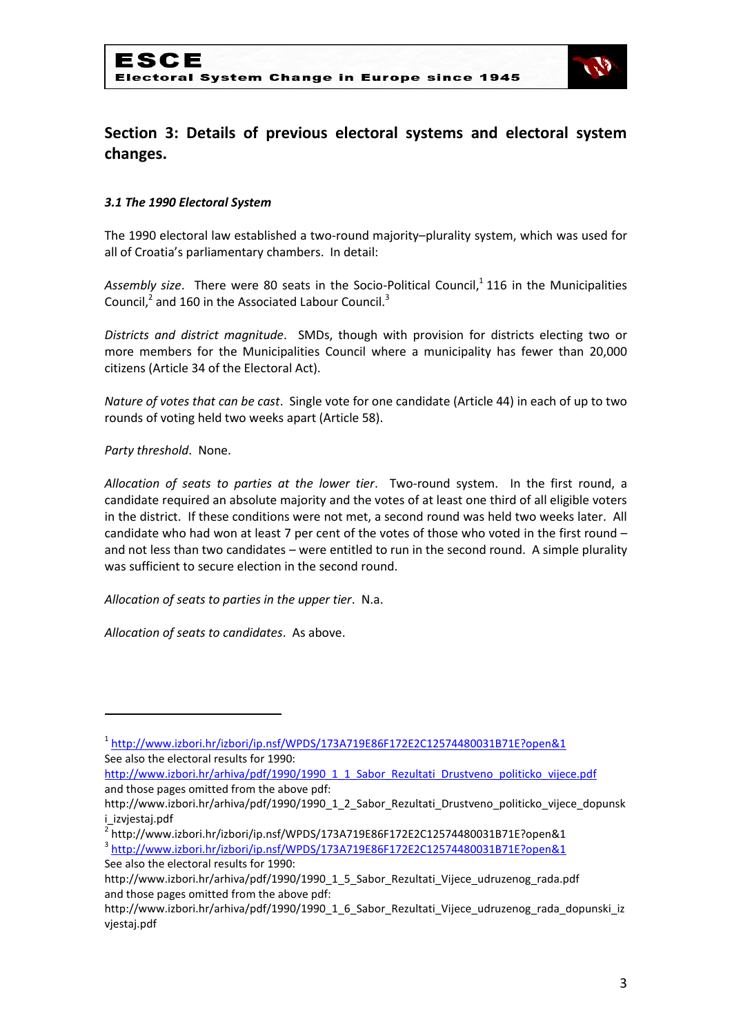## Section 3: Details of previous electoral systems and electoral system changes.

### *3.1 The 1990 Electoral System*

The 1990 electoral law established a two-round majority–plurality system, which was used for all of Croatia's parliamentary chambers. In detail:

*Assembly size*. There were 80 seats in the Socio-Political Council,[1] 116 in the Municipalities Council,[2] and 160 in the Associated Labour Council.[3]

*Districts and district magnitude*. SMDs, though with provision for districts electing two or more members for the Municipalities Council where a municipality has fewer than 20,000 citizens (Article 34 of the Electoral Act).

*Nature of votes that can be cast*. Single vote for one candidate (Article 44) in each of up to two rounds of voting held two weeks apart (Article 58).

*Party threshold*. None.

*Allocation of seats to parties at the lower tier*. Two-round system. In the first round, a candidate required an absolute majority and the votes of at least one third of all eligible voters in the district. If these conditions were not met, a second round was held two weeks later. All candidate who had won at least 7 per cent of the votes of those who voted in the first round – and not less than two candidates – were entitled to run in the second round. A simple plurality was sufficient to secure election in the second round.

*Allocation of seats to parties in the upper tier*. N.a.

*Allocation of seats to candidates*. As above.

---

[1] http://www.izbori.hr/izbori/ip.nsf/WPDS/173A719E86F172E2C12574480031B71E?open&1
See also the electoral results for 1990:
http://www.izbori.hr/arhiva/pdf/1990/1990_1_1_Sabor_Rezultati_Drustveno_politicko_vijece.pdf
and those pages omitted from the above pdf:
http://www.izbori.hr/arhiva/pdf/1990/1990_1_2_Sabor_Rezultati_Drustveno_politicko_vijece_dopunski_izvjestaj.pdf

[2] http://www.izbori.hr/izbori/ip.nsf/WPDS/173A719E86F172E2C12574480031B71E?open&1

[3] http://www.izbori.hr/izbori/ip.nsf/WPDS/173A719E86F172E2C12574480031B71E?open&1
See also the electoral results for 1990:
http://www.izbori.hr/arhiva/pdf/1990/1990_1_5_Sabor_Rezultati_Vijece_udruzenog_rada.pdf
and those pages omitted from the above pdf:
http://www.izbori.hr/arhiva/pdf/1990/1990_1_6_Sabor_Rezultati_Vijece_udruzenog_rada_dopunski_izvjestaj.pdf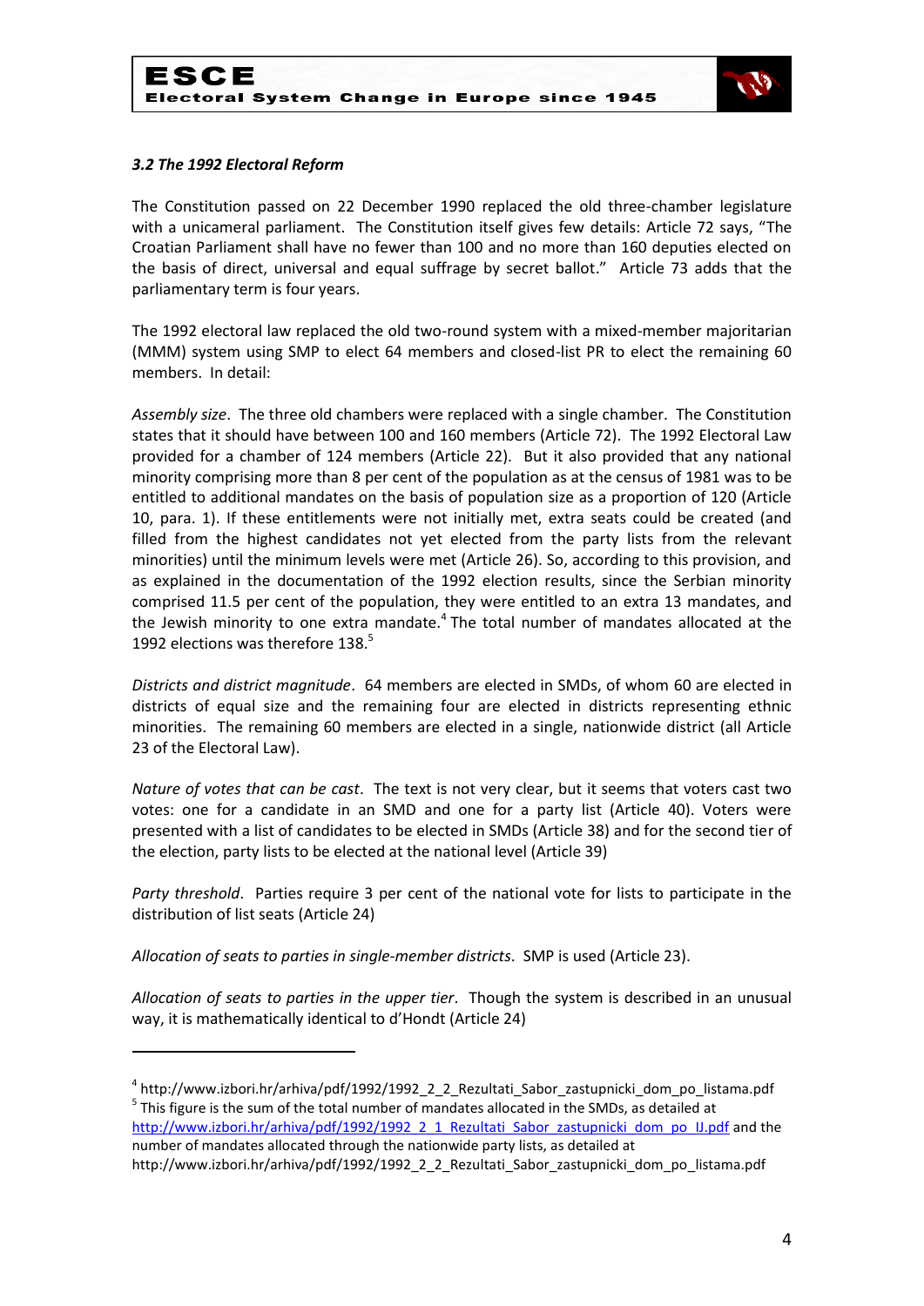### *3.2 The 1992 Electoral Reform*

The Constitution passed on 22 December 1990 replaced the old three-chamber legislature with a unicameral parliament. The Constitution itself gives few details: Article 72 says, "The Croatian Parliament shall have no fewer than 100 and no more than 160 deputies elected on the basis of direct, universal and equal suffrage by secret ballot." Article 73 adds that the parliamentary term is four years.

The 1992 electoral law replaced the old two-round system with a mixed-member majoritarian (MMM) system using SMP to elect 64 members and closed-list PR to elect the remaining 60 members. In detail:

*Assembly size*. The three old chambers were replaced with a single chamber. The Constitution states that it should have between 100 and 160 members (Article 72). The 1992 Electoral Law provided for a chamber of 124 members (Article 22). But it also provided that any national minority comprising more than 8 per cent of the population as at the census of 1981 was to be entitled to additional mandates on the basis of population size as a proportion of 120 (Article 10, para. 1). If these entitlements were not initially met, extra seats could be created (and filled from the highest candidates not yet elected from the party lists from the relevant minorities) until the minimum levels were met (Article 26). So, according to this provision, and as explained in the documentation of the 1992 election results, since the Serbian minority comprised 11.5 per cent of the population, they were entitled to an extra 13 mandates, and the Jewish minority to one extra mandate.[4] The total number of mandates allocated at the 1992 elections was therefore 138.[5]

*Districts and district magnitude*. 64 members are elected in SMDs, of whom 60 are elected in districts of equal size and the remaining four are elected in districts representing ethnic minorities. The remaining 60 members are elected in a single, nationwide district (all Article 23 of the Electoral Law).

*Nature of votes that can be cast*. The text is not very clear, but it seems that voters cast two votes: one for a candidate in an SMD and one for a party list (Article 40). Voters were presented with a list of candidates to be elected in SMDs (Article 38) and for the second tier of the election, party lists to be elected at the national level (Article 39)

*Party threshold*. Parties require 3 per cent of the national vote for lists to participate in the distribution of list seats (Article 24)

*Allocation of seats to parties in single-member districts*. SMP is used (Article 23).

*Allocation of seats to parties in the upper tier*. Though the system is described in an unusual way, it is mathematically identical to d'Hondt (Article 24)

---

[4] http://www.izbori.hr/arhiva/pdf/1992/1992_2_2_Rezultati_Sabor_zastupnicki_dom_po_listama.pdf

[5] This figure is the sum of the total number of mandates allocated in the SMDs, as detailed at http://www.izbori.hr/arhiva/pdf/1992/1992_2_1_Rezultati_Sabor_zastupnicki_dom_po_IJ.pdf and the number of mandates allocated through the nationwide party lists, as detailed at http://www.izbori.hr/arhiva/pdf/1992/1992_2_2_Rezultati_Sabor_zastupnicki_dom_po_listama.pdf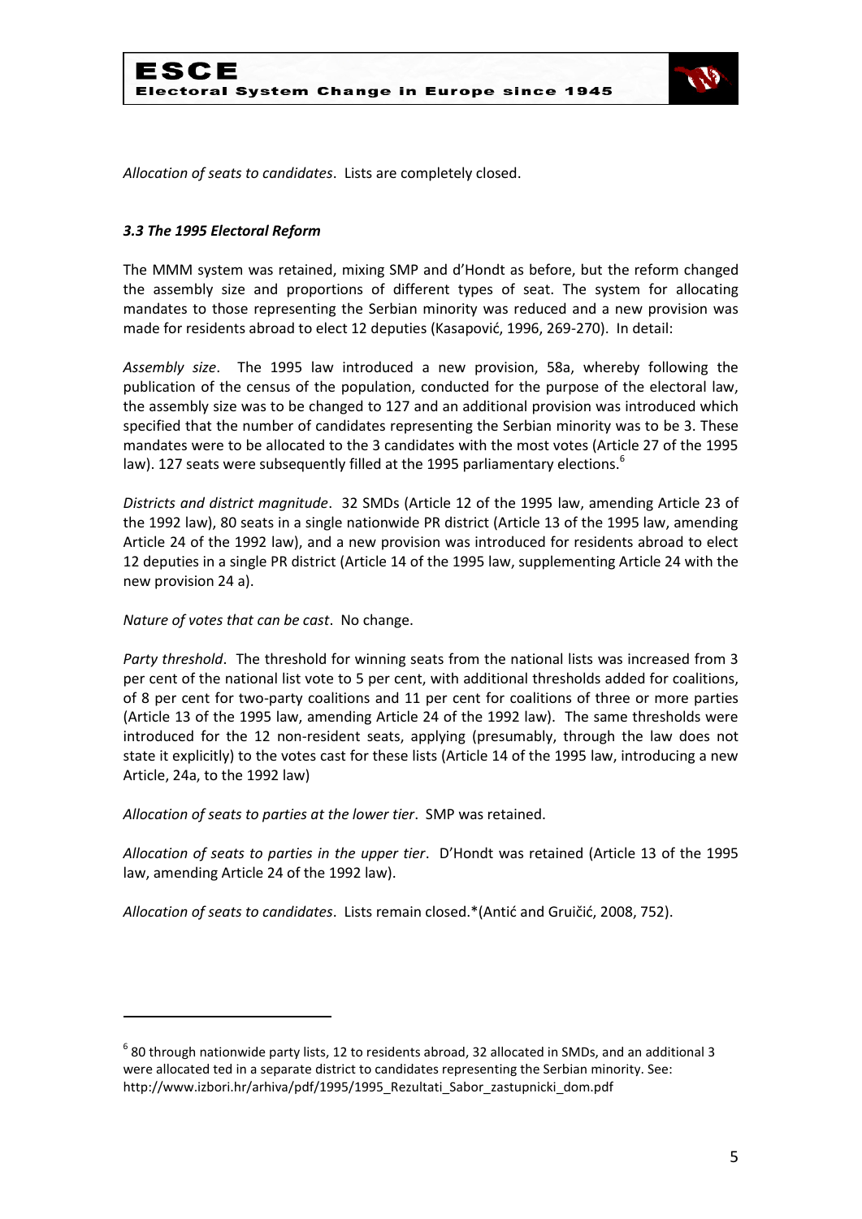*Allocation of seats to candidates*. Lists are completely closed.

### *3.3 The 1995 Electoral Reform*

The MMM system was retained, mixing SMP and d'Hondt as before, but the reform changed the assembly size and proportions of different types of seat. The system for allocating mandates to those representing the Serbian minority was reduced and a new provision was made for residents abroad to elect 12 deputies (Kasapović, 1996, 269-270). In detail:

*Assembly size*. The 1995 law introduced a new provision, 58a, whereby following the publication of the census of the population, conducted for the purpose of the electoral law, the assembly size was to be changed to 127 and an additional provision was introduced which specified that the number of candidates representing the Serbian minority was to be 3. These mandates were to be allocated to the 3 candidates with the most votes (Article 27 of the 1995 law). 127 seats were subsequently filled at the 1995 parliamentary elections.[6]

*Districts and district magnitude*. 32 SMDs (Article 12 of the 1995 law, amending Article 23 of the 1992 law), 80 seats in a single nationwide PR district (Article 13 of the 1995 law, amending Article 24 of the 1992 law), and a new provision was introduced for residents abroad to elect 12 deputies in a single PR district (Article 14 of the 1995 law, supplementing Article 24 with the new provision 24 a).

*Nature of votes that can be cast*. No change.

*Party threshold*. The threshold for winning seats from the national lists was increased from 3 per cent of the national list vote to 5 per cent, with additional thresholds added for coalitions, of 8 per cent for two-party coalitions and 11 per cent for coalitions of three or more parties (Article 13 of the 1995 law, amending Article 24 of the 1992 law). The same thresholds were introduced for the 12 non-resident seats, applying (presumably, through the law does not state it explicitly) to the votes cast for these lists (Article 14 of the 1995 law, introducing a new Article, 24a, to the 1992 law)

*Allocation of seats to parties at the lower tier*. SMP was retained.

*Allocation of seats to parties in the upper tier*. D'Hondt was retained (Article 13 of the 1995 law, amending Article 24 of the 1992 law).

*Allocation of seats to candidates*. Lists remain closed.*(Antić and Gruičić, 2008, 752).

---

[6] 80 through nationwide party lists, 12 to residents abroad, 32 allocated in SMDs, and an additional 3 were allocated ted in a separate district to candidates representing the Serbian minority. See: http://www.izbori.hr/arhiva/pdf/1995/1995_Rezultati_Sabor_zastupnicki_dom.pdf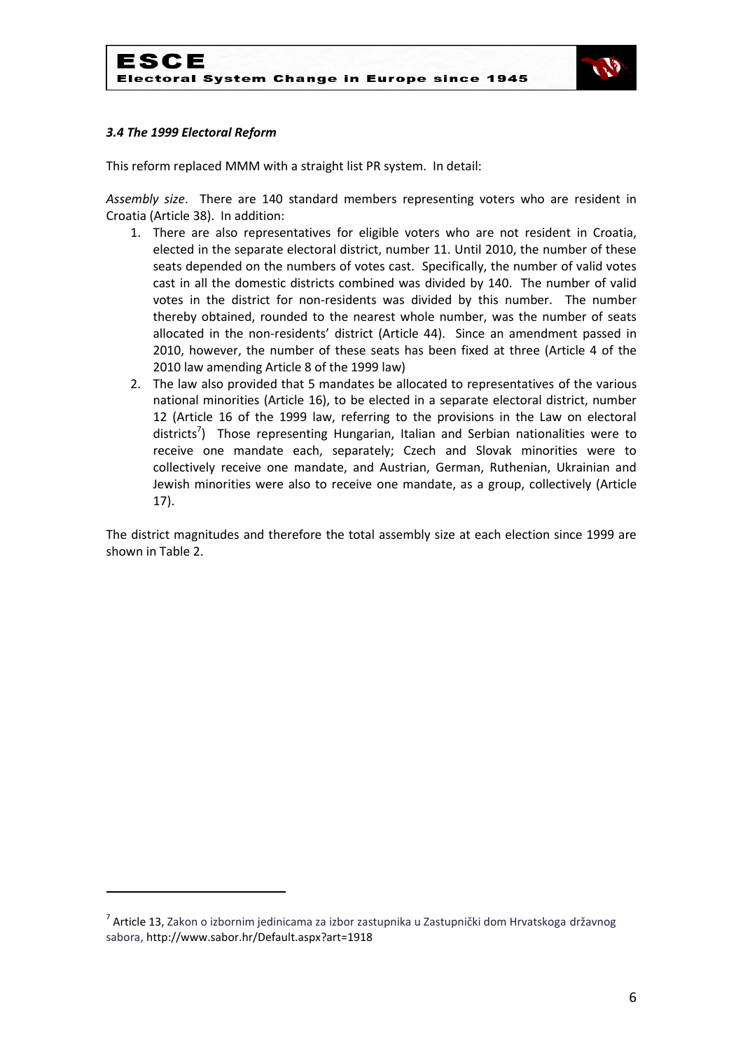### *3.4 The 1999 Electoral Reform*

This reform replaced MMM with a straight list PR system. In detail:

*Assembly size*. There are 140 standard members representing voters who are resident in Croatia (Article 38). In addition:

1. There are also representatives for eligible voters who are not resident in Croatia, elected in the separate electoral district, number 11. Until 2010, the number of these seats depended on the numbers of votes cast. Specifically, the number of valid votes cast in all the domestic districts combined was divided by 140. The number of valid votes in the district for non-residents was divided by this number. The number thereby obtained, rounded to the nearest whole number, was the number of seats allocated in the non-residents' district (Article 44). Since an amendment passed in 2010, however, the number of these seats has been fixed at three (Article 4 of the 2010 law amending Article 8 of the 1999 law)
2. The law also provided that 5 mandates be allocated to representatives of the various national minorities (Article 16), to be elected in a separate electoral district, number 12 (Article 16 of the 1999 law, referring to the provisions in the Law on electoral districts[7]) Those representing Hungarian, Italian and Serbian nationalities were to receive one mandate each, separately; Czech and Slovak minorities were to collectively receive one mandate, and Austrian, German, Ruthenian, Ukrainian and Jewish minorities were also to receive one mandate, as a group, collectively (Article 17).

The district magnitudes and therefore the total assembly size at each election since 1999 are shown in Table 2.

---

[7] Article 13, Zakon o izbornim jedinicama za izbor zastupnika u Zastupnički dom Hrvatskoga državnog sabora, http://www.sabor.hr/Default.aspx?art=1918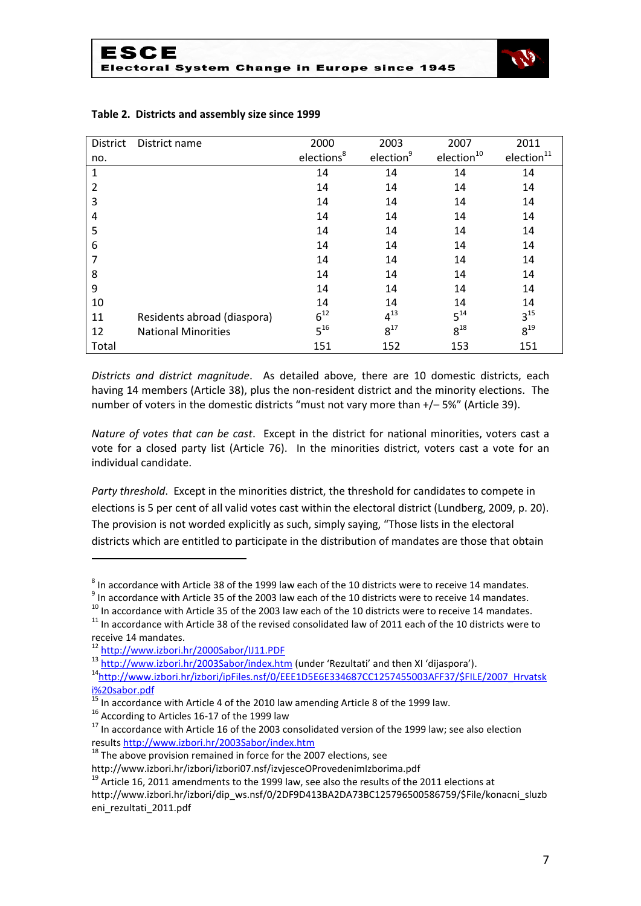**Table 2. Districts and assembly size since 1999**

| District no. | District name | 2000 elections[8] | 2003 election[9] | 2007 election[10] | 2011 election[11] |
|---|---|---|---|---|---|
| 1 | | 14 | 14 | 14 | 14 |
| 2 | | 14 | 14 | 14 | 14 |
| 3 | | 14 | 14 | 14 | 14 |
| 4 | | 14 | 14 | 14 | 14 |
| 5 | | 14 | 14 | 14 | 14 |
| 6 | | 14 | 14 | 14 | 14 |
| 7 | | 14 | 14 | 14 | 14 |
| 8 | | 14 | 14 | 14 | 14 |
| 9 | | 14 | 14 | 14 | 14 |
| 10 | | 14 | 14 | 14 | 14 |
| 11 | Residents abroad (diaspora) | 6[12] | 4[13] | 5[14] | 3[15] |
| 12 | National Minorities | 5[16] | 8[17] | 8[18] | 8[19] |
| Total | | 151 | 152 | 153 | 151 |

*Districts and district magnitude*. As detailed above, there are 10 domestic districts, each having 14 members (Article 38), plus the non-resident district and the minority elections. The number of voters in the domestic districts "must not vary more than +/– 5%" (Article 39).

*Nature of votes that can be cast*. Except in the district for national minorities, voters cast a vote for a closed party list (Article 76). In the minorities district, voters cast a vote for an individual candidate.

*Party threshold*. Except in the minorities district, the threshold for candidates to compete in elections is 5 per cent of all valid votes cast within the electoral district (Lundberg, 2009, p. 20). The provision is not worded explicitly as such, simply saying, "Those lists in the electoral districts which are entitled to participate in the distribution of mandates are those that obtain

---

[8] In accordance with Article 38 of the 1999 law each of the 10 districts were to receive 14 mandates.

[9] In accordance with Article 35 of the 2003 law each of the 10 districts were to receive 14 mandates.

[10] In accordance with Article 35 of the 2003 law each of the 10 districts were to receive 14 mandates.

[11] In accordance with Article 38 of the revised consolidated law of 2011 each of the 10 districts were to receive 14 mandates.

[12] http://www.izbori.hr/2000Sabor/IJ11.PDF

[13] http://www.izbori.hr/2003Sabor/index.htm (under 'Rezultati' and then XI 'dijaspora').

[14] http://www.izbori.hr/izbori/ipFiles.nsf/0/EEE1D5E6E334687CC1257455003AFF37/$FILE/2007_Hrvatski%20sabor.pdf

[15] In accordance with Article 4 of the 2010 law amending Article 8 of the 1999 law.

[16] According to Articles 16-17 of the 1999 law

[17] In accordance with Article 16 of the 2003 consolidated version of the 1999 law; see also election results http://www.izbori.hr/2003Sabor/index.htm

[18] The above provision remained in force for the 2007 elections, see http://www.izbori.hr/izbori/izbori07.nsf/izvjesceOProvedenimIzborima.pdf

[19] Article 16, 2011 amendments to the 1999 law, see also the results of the 2011 elections at http://www.izbori.hr/izbori/dip_ws.nsf/0/2DF9D413BA2DA73BC125796500586759/$File/konacni_sluzbeni_rezultati_2011.pdf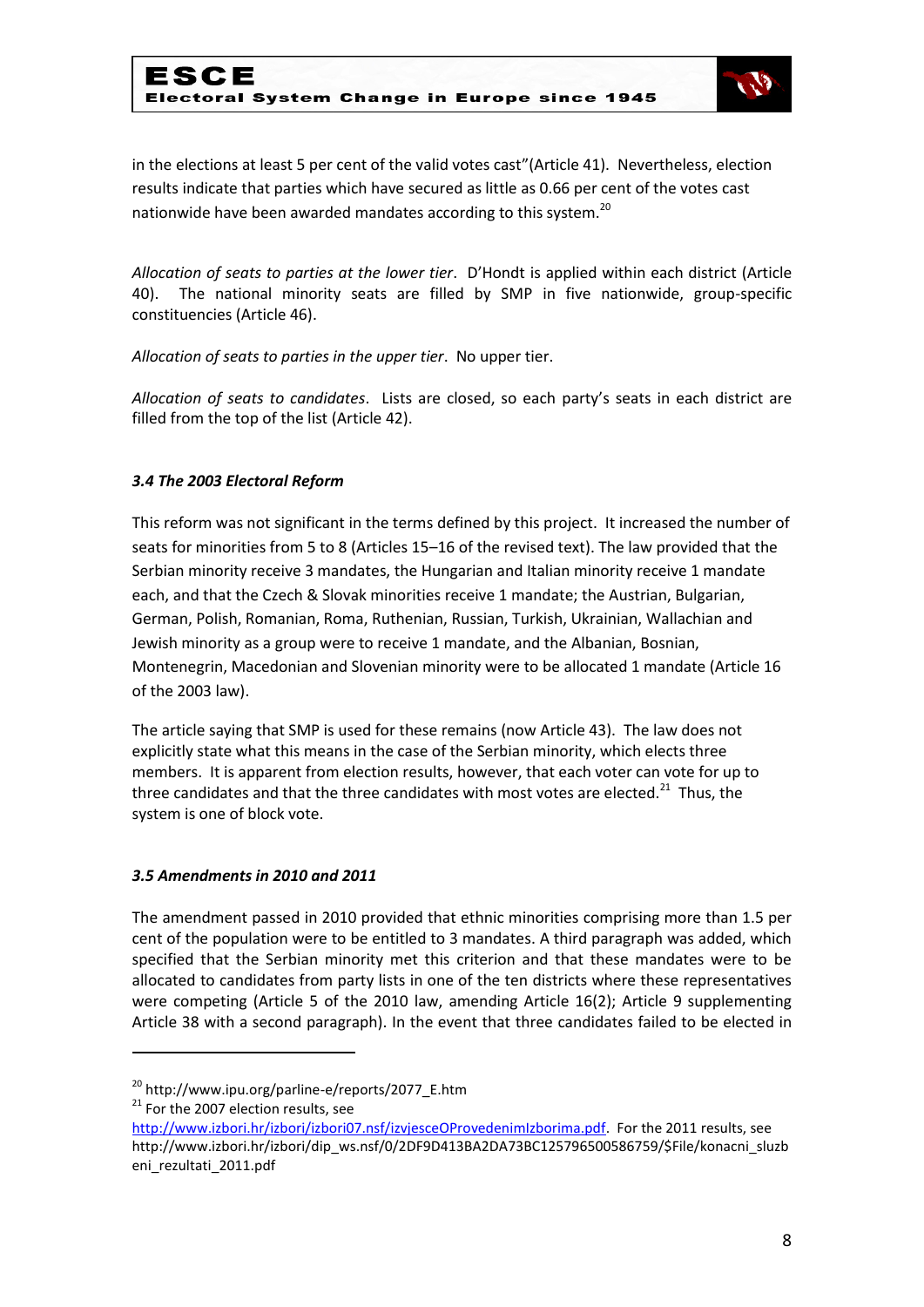in the elections at least 5 per cent of the valid votes cast"(Article 41). Nevertheless, election results indicate that parties which have secured as little as 0.66 per cent of the votes cast nationwide have been awarded mandates according to this system.[20]

*Allocation of seats to parties at the lower tier*. D'Hondt is applied within each district (Article 40). The national minority seats are filled by SMP in five nationwide, group-specific constituencies (Article 46).

*Allocation of seats to parties in the upper tier*. No upper tier.

*Allocation of seats to candidates*. Lists are closed, so each party's seats in each district are filled from the top of the list (Article 42).

### *3.4 The 2003 Electoral Reform*

This reform was not significant in the terms defined by this project. It increased the number of seats for minorities from 5 to 8 (Articles 15–16 of the revised text). The law provided that the Serbian minority receive 3 mandates, the Hungarian and Italian minority receive 1 mandate each, and that the Czech & Slovak minorities receive 1 mandate; the Austrian, Bulgarian, German, Polish, Romanian, Roma, Ruthenian, Russian, Turkish, Ukrainian, Wallachian and Jewish minority as a group were to receive 1 mandate, and the Albanian, Bosnian, Montenegrin, Macedonian and Slovenian minority were to be allocated 1 mandate (Article 16 of the 2003 law).

The article saying that SMP is used for these remains (now Article 43). The law does not explicitly state what this means in the case of the Serbian minority, which elects three members. It is apparent from election results, however, that each voter can vote for up to three candidates and that the three candidates with most votes are elected.[21] Thus, the system is one of block vote.

### *3.5 Amendments in 2010 and 2011*

The amendment passed in 2010 provided that ethnic minorities comprising more than 1.5 per cent of the population were to be entitled to 3 mandates. A third paragraph was added, which specified that the Serbian minority met this criterion and that these mandates were to be allocated to candidates from party lists in one of the ten districts where these representatives were competing (Article 5 of the 2010 law, amending Article 16(2); Article 9 supplementing Article 38 with a second paragraph). In the event that three candidates failed to be elected in

---

[20] http://www.ipu.org/parline-e/reports/2077_E.htm

[21] For the 2007 election results, see http://www.izbori.hr/izbori/izbori07.nsf/izvjesceOProvedenimIzborima.pdf. For the 2011 results, see http://www.izbori.hr/izbori/dip_ws.nsf/0/2DF9D413BA2DA73BC125796500586759/$File/konacni_sluzbeni_rezultati_2011.pdf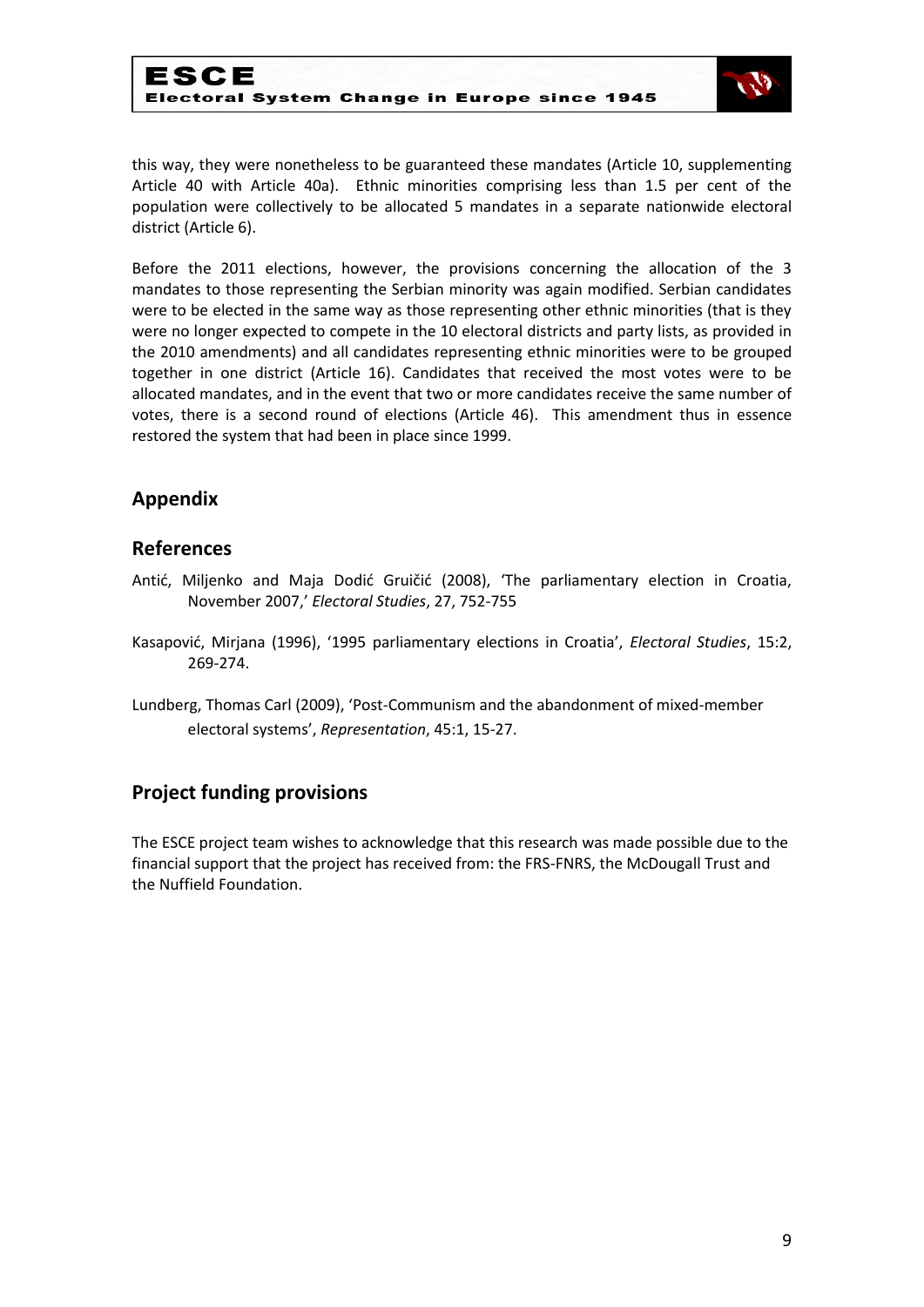this way, they were nonetheless to be guaranteed these mandates (Article 10, supplementing Article 40 with Article 40a). Ethnic minorities comprising less than 1.5 per cent of the population were collectively to be allocated 5 mandates in a separate nationwide electoral district (Article 6).

Before the 2011 elections, however, the provisions concerning the allocation of the 3 mandates to those representing the Serbian minority was again modified. Serbian candidates were to be elected in the same way as those representing other ethnic minorities (that is they were no longer expected to compete in the 10 electoral districts and party lists, as provided in the 2010 amendments) and all candidates representing ethnic minorities were to be grouped together in one district (Article 16). Candidates that received the most votes were to be allocated mandates, and in the event that two or more candidates receive the same number of votes, there is a second round of elections (Article 46). This amendment thus in essence restored the system that had been in place since 1999.

## Appendix

## References

Antić, Miljenko and Maja Dodić Gruičić (2008), 'The parliamentary election in Croatia, November 2007,' *Electoral Studies*, 27, 752-755

Kasapović, Mirjana (1996), '1995 parliamentary elections in Croatia', *Electoral Studies*, 15:2, 269-274.

Lundberg, Thomas Carl (2009), 'Post-Communism and the abandonment of mixed-member electoral systems', *Representation*, 45:1, 15-27.

## Project funding provisions

The ESCE project team wishes to acknowledge that this research was made possible due to the financial support that the project has received from: the FRS-FNRS, the McDougall Trust and the Nuffield Foundation.